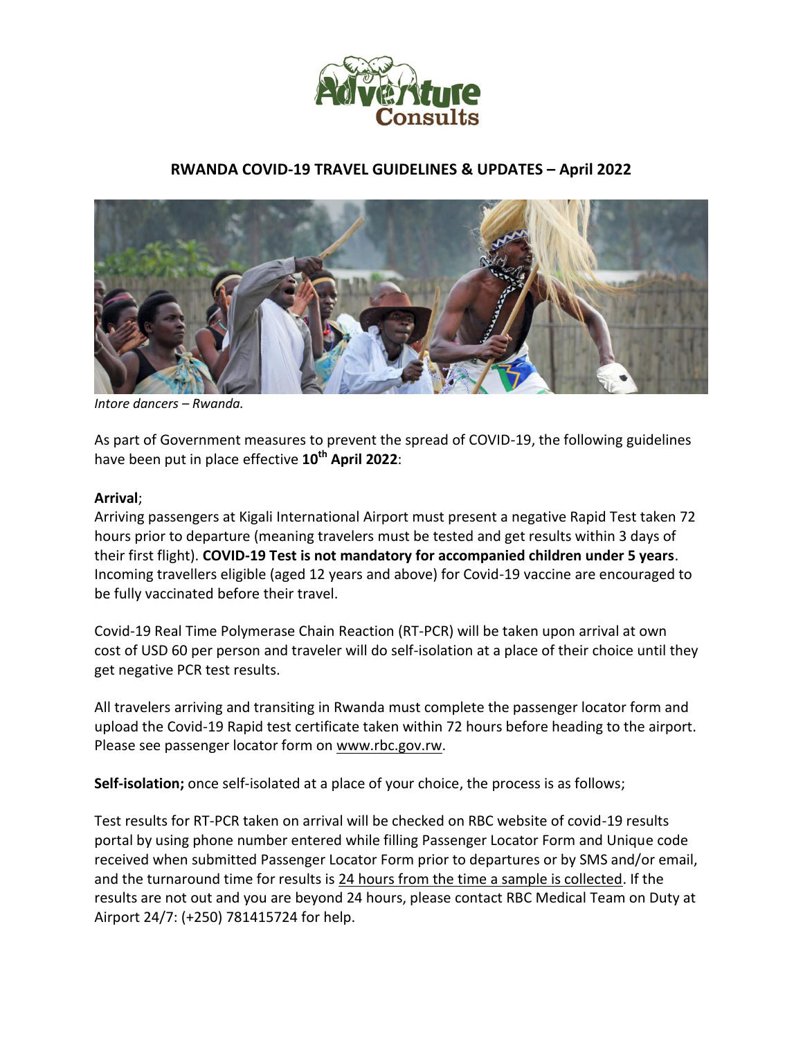# RWANDA COVID-19 TRAVEL GUIDELINES & UPDATES – April 2022

*Intore dancers – Rwanda.*

As part of Government measures to prevent the spread of COVID-19, the following guidelines have been put in place effective **10th April 2022**:

**Arrival**;
Arriving passengers at Kigali International Airport must present a negative Rapid Test taken 72 hours prior to departure (meaning travelers must be tested and get results within 3 days of their first flight). **COVID-19 Test is not mandatory for accompanied children under 5 years**. Incoming travellers eligible (aged 12 years and above) for Covid-19 vaccine are encouraged to be fully vaccinated before their travel.

Covid-19 Real Time Polymerase Chain Reaction (RT-PCR) will be taken upon arrival at own cost of USD 60 per person and traveler will do self-isolation at a place of their choice until they get negative PCR test results.

All travelers arriving and transiting in Rwanda must complete the passenger locator form and upload the Covid-19 Rapid test certificate taken within 72 hours before heading to the airport. Please see passenger locator form on www.rbc.gov.rw.

**Self-isolation;** once self-isolated at a place of your choice, the process is as follows;

Test results for RT-PCR taken on arrival will be checked on RBC website of covid-19 results portal by using phone number entered while filling Passenger Locator Form and Unique code received when submitted Passenger Locator Form prior to departures or by SMS and/or email, and the turnaround time for results is 24 hours from the time a sample is collected. If the results are not out and you are beyond 24 hours, please contact RBC Medical Team on Duty at Airport 24/7: (+250) 781415724 for help.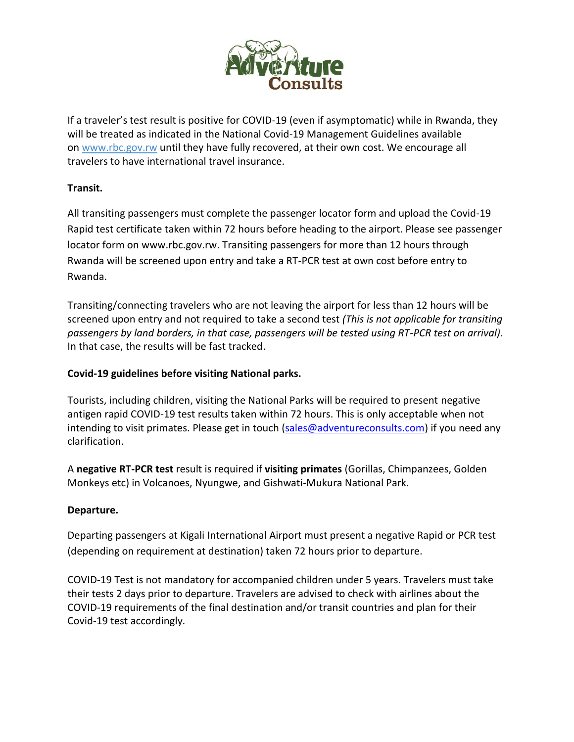If a traveler's test result is positive for COVID-19 (even if asymptomatic) while in Rwanda, they will be treated as indicated in the National Covid-19 Management Guidelines available on [www.rbc.gov.rw](http://www.rbc.gov.rw) until they have fully recovered, at their own cost. We encourage all travelers to have international travel insurance.

**Transit.**

All transiting passengers must complete the passenger locator form and upload the Covid-19 Rapid test certificate taken within 72 hours before heading to the airport. Please see passenger locator form on www.rbc.gov.rw. Transiting passengers for more than 12 hours through Rwanda will be screened upon entry and take a RT-PCR test at own cost before entry to Rwanda.

Transiting/connecting travelers who are not leaving the airport for less than 12 hours will be screened upon entry and not required to take a second test *(This is not applicable for transiting passengers by land borders, in that case, passengers will be tested using RT-PCR test on arrival)*. In that case, the results will be fast tracked.

**Covid-19 guidelines before visiting National parks.**

Tourists, including children, visiting the National Parks will be required to present negative antigen rapid COVID-19 test results taken within 72 hours. This is only acceptable when not intending to visit primates. Please get in touch ([sales@adventureconsults.com](mailto:sales@adventureconsults.com)) if you need any clarification.

A **negative RT-PCR test** result is required if **visiting primates** (Gorillas, Chimpanzees, Golden Monkeys etc) in Volcanoes, Nyungwe, and Gishwati-Mukura National Park.

**Departure.**

Departing passengers at Kigali International Airport must present a negative Rapid or PCR test (depending on requirement at destination) taken 72 hours prior to departure.

COVID-19 Test is not mandatory for accompanied children under 5 years. Travelers must take their tests 2 days prior to departure. Travelers are advised to check with airlines about the COVID-19 requirements of the final destination and/or transit countries and plan for their Covid-19 test accordingly.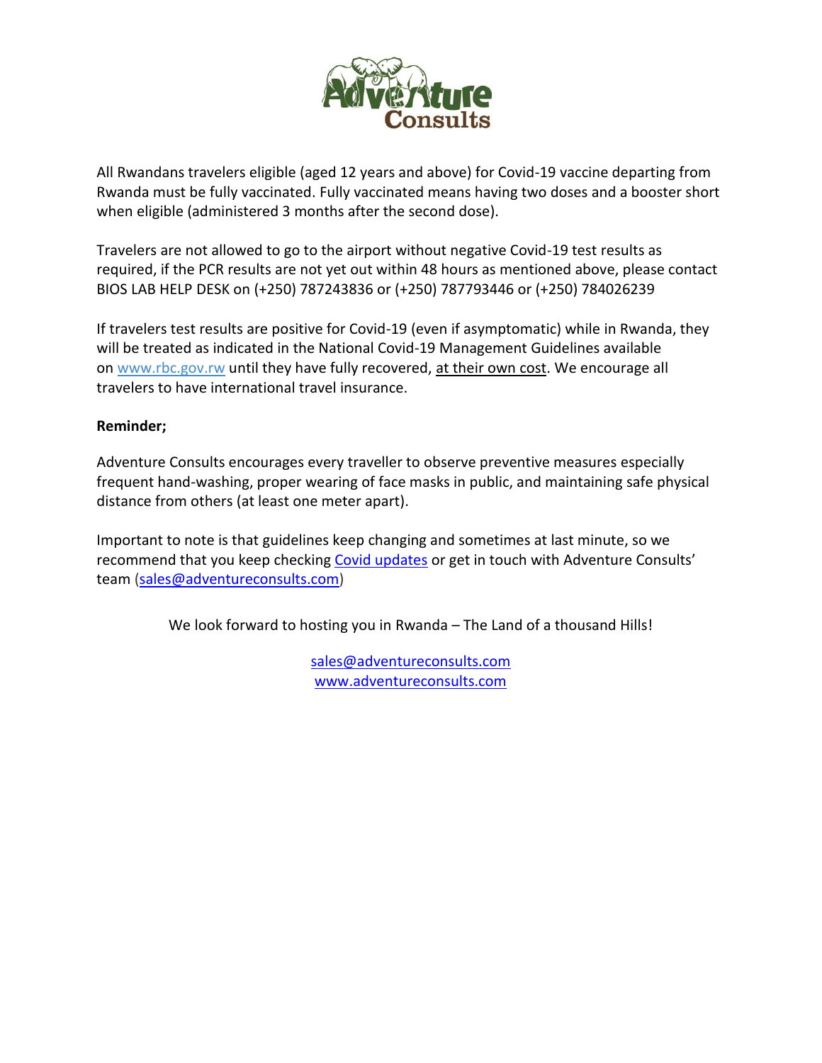All Rwandans travelers eligible (aged 12 years and above) for Covid-19 vaccine departing from Rwanda must be fully vaccinated. Fully vaccinated means having two doses and a booster short when eligible (administered 3 months after the second dose).

Travelers are not allowed to go to the airport without negative Covid-19 test results as required, if the PCR results are not yet out within 48 hours as mentioned above, please contact BIOS LAB HELP DESK on (+250) 787243836 or (+250) 787793446 or (+250) 784026239

If travelers test results are positive for Covid-19 (even if asymptomatic) while in Rwanda, they will be treated as indicated in the National Covid-19 Management Guidelines available on www.rbc.gov.rw until they have fully recovered, at their own cost. We encourage all travelers to have international travel insurance.

**Reminder;**

Adventure Consults encourages every traveller to observe preventive measures especially frequent hand-washing, proper wearing of face masks in public, and maintaining safe physical distance from others (at least one meter apart).

Important to note is that guidelines keep changing and sometimes at last minute, so we recommend that you keep checking Covid updates or get in touch with Adventure Consults' team (sales@adventureconsults.com)

We look forward to hosting you in Rwanda – The Land of a thousand Hills!

sales@adventureconsults.com
www.adventureconsults.com